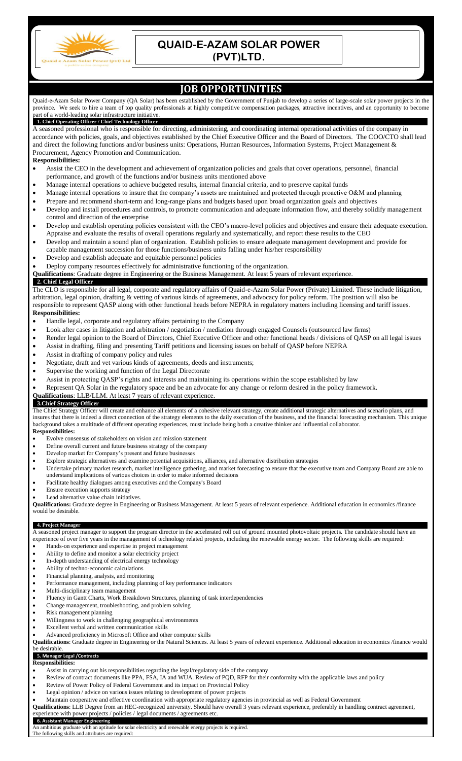# QUAID-E-AZAM SOLAR POWER (PVT)LTD.

## JOB OPPORTUNITIES

Quaid-e-Azam Solar Power Company (QA Solar) has been established by the Government of Punjab to develop a series of large-scale solar power projects in the province. We seek to hire a team of top quality professionals at highly competitive compensation packages, attractive incentives, and an opportunity to become part of a world-leading solar infrastructure initiative.

### 1. Chief Operating Officer / Chief Technology Officer

A seasoned professional who is responsible for directing, administering, and coordinating internal operational activities of the company in accordance with policies, goals, and objectives established by the Chief Executive Officer and the Board of Directors. The COO/CTO shall lead and direct the following functions and/or business units: Operations, Human Resources, Information Systems, Project Management & Procurement, Agency Promotion and Communication.

**Responsibilities:**

- Assist the CEO in the development and achievement of organization policies and goals that cover operations, personnel, financial performance, and growth of the functions and/or business units mentioned above
- Manage internal operations to achieve budgeted results, internal financial criteria, and to preserve capital funds
- Manage internal operations to insure that the company's assets are maintained and protected through proactive O&M and planning
- Prepare and recommend short-term and long-range plans and budgets based upon broad organization goals and objectives
- Develop and install procedures and controls, to promote communication and adequate information flow, and thereby solidify management control and direction of the enterprise
- Develop and establish operating policies consistent with the CEO's macro-level policies and objectives and ensure their adequate execution. Appraise and evaluate the results of overall operations regularly and systematically, and report these results to the CEO
- Develop and maintain a sound plan of organization. Establish policies to ensure adequate management development and provide for capable management succession for those functions/business units falling under his/her responsibility
- Develop and establish adequate and equitable personnel policies
- Deploy company resources effectively for administrative functioning of the organization.

**Qualifications**: Graduate degree in Engineering or the Business Management. At least 5 years of relevant experience.

### 2. Chief Legal Officer

The CLO is responsible for all legal, corporate and regulatory affairs of Quaid-e-Azam Solar Power (Private) Limited. These include litigation, arbitration, legal opinion, drafting & vetting of various kinds of agreements, and advocacy for policy reform. The position will also be responsible to represent QASP along with other functional heads before NEPRA in regulatory matters including licensing and tariff issues.

**Responsibilities:**

- Handle legal, corporate and regulatory affairs pertaining to the Company
- Look after cases in litigation and arbitration / negotiation / mediation through engaged Counsels (outsourced law firms)
- Render legal opinion to the Board of Directors, Chief Executive Officer and other functional heads / divisions of QASP on all legal issues
- Assist in drafting, filing and presenting Tariff petitions and licensing issues on behalf of QASP before NEPRA
- Assist in drafting of company policy and rules
- Negotiate, draft and vet various kinds of agreements, deeds and instruments;
- Supervise the working and function of the Legal Directorate
- Assist in protecting QASP's rights and interests and maintaining its operations within the scope established by law
- Represent QA Solar in the regulatory space and be an advocate for any change or reform desired in the policy framework.

**Qualifications**: LLB/LLM. At least 7 years of relevant experience.

### 3. Chief Strategy Officer

The Chief Strategy Officer will create and enhance all elements of a cohesive relevant strategy, create additional strategic alternatives and scenario plans, and insures that there is indeed a direct connection of the strategy elements to the daily execution of the business, and the financial forecasting mechanism. This unique background takes a multitude of different operating experiences, must include being both a creative thinker and influential collaborator.

**Responsibilities:**

- Evolve consensus of stakeholders on vision and mission statement
- Define overall current and future business strategy of the company
- Develop market for Company's present and future businesses
- Explore strategic alternatives and examine potential acquisitions, alliances, and alternative distribution strategies
- Undertake primary market research, market intelligence gathering, and market forecasting to ensure that the executive team and Company Board are able to understand implications of various choices in order to make informed decisions
- Facilitate healthy dialogues among executives and the Company's Board
- Ensure execution supports strategy
- Lead alternative value chain initiatives.

**Qualifications:** Graduate degree in Engineering or Business Management. At least 5 years of relevant experience. Additional education in economics /finance would be desirable.

### 4. Project Manager

A seasoned project manager to support the program director in the accelerated roll out of ground mounted photovoltaic projects. The candidate should have an experience of over five years in the management of technology related projects, including the renewable energy sector. The following skills are required:

- Hands-on experience and expertise in project management
- Ability to define and monitor a solar electricity project
- In-depth understanding of electrical energy technology
- Ability of techno-economic calculations
- Financial planning, analysis, and monitoring
- Performance management, including planning of key performance indicators
- Multi-disciplinary team management
- Fluency in Gantt Charts, Work Breakdown Structures, planning of task interdependencies
- Change management, troubleshooting, and problem solving
- Risk management planning
- Willingness to work in challenging geographical environments
- Excellent verbal and written communication skills
- Advanced proficiency in Microsoft Office and other computer skills

**Qualifications**: Graduate degree in Engineering or the Natural Sciences. At least 5 years of relevant experience. Additional education in economics /finance would be desirable.

### 5. Manager Legal /Contracts

**Responsibilities:**

- Assist in carrying out his responsibilities regarding the legal/regulatory side of the company
- Review of contract documents like PPA, FSA, IA and WUA. Review of PQD, RFP for their conformity with the applicable laws and policy
- Review of Power Policy of Federal Government and its impact on Provincial Policy
- Legal opinion / advice on various issues relating to development of power projects
- Maintain cooperative and effective coordination with appropriate regulatory agencies in provincial as well as Federal Government

**Qualifications**: LLB Degree from an HEC-recognized university. Should have overall 3 years relevant experience, preferably in handling contract agreement, experience with power projects / policies / legal documents / agreements etc.

### 6. Assistant Manager Engineering

An ambitious graduate with an aptitude for solar electricity and renewable energy projects is required.

The following skills and attributes are required: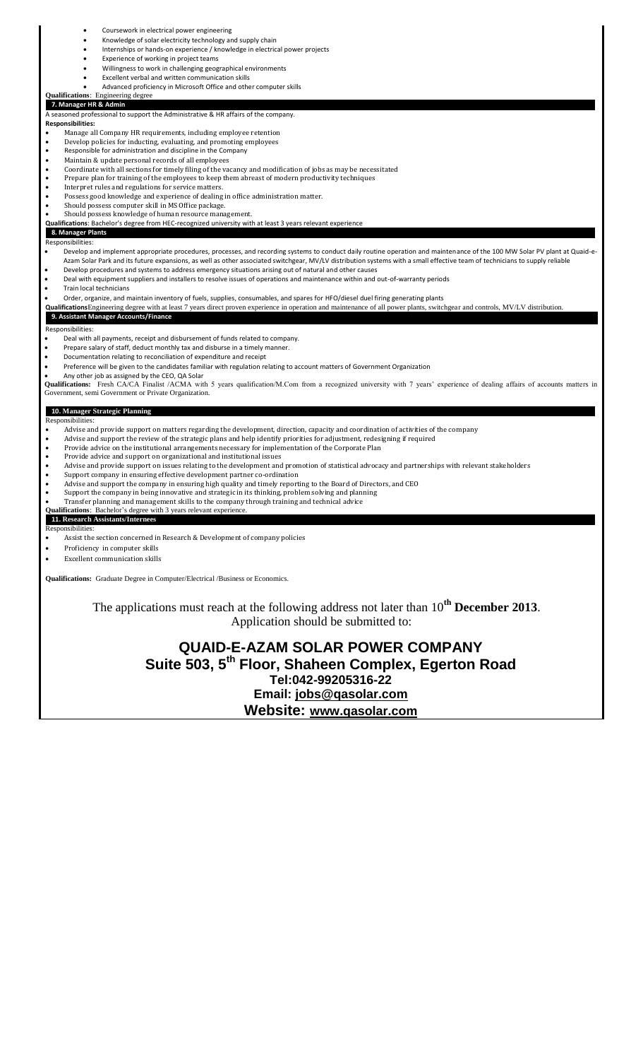- Coursework in electrical power engineering
- Knowledge of solar electricity technology and supply chain
- Internships or hands-on experience / knowledge in electrical power projects
- Experience of working in project teams
- Willingness to work in challenging geographical environments
- Excellent verbal and written communication skills
- Advanced proficiency in Microsoft Office and other computer skills

**Qualifications**: Engineering degree

### 7. Manager HR & Admin

A seasoned professional to support the Administrative & HR affairs of the company.

**Responsibilities:**

- Manage all Company HR requirements, including employee retention
- Develop policies for inducting, evaluating, and promoting employees
- Responsible for administration and discipline in the Company
- Maintain & update personal records of all employees
- Coordinate with all sections for timely filing of the vacancy and modification of jobs as may be necessitated
- Prepare plan for training of the employees to keep them abreast of modern productivity techniques
- Interpret rules and regulations for service matters.
- Possess good knowledge and experience of dealing in office administration matter.
- Should possess computer skill in MS Office package.
- Should possess knowledge of human resource management.

**Qualifications**: Bachelor's degree from HEC-recognized university with at least 3 years relevant experience

### 8. Manager Plants

Responsibilities:

- Develop and implement appropriate procedures, processes, and recording systems to conduct daily routine operation and maintenance of the 100 MW Solar PV plant at Quaid-e-Azam Solar Park and its future expansions, as well as other associated switchgear, MV/LV distribution systems with a small effective team of technicians to supply reliable
- Develop procedures and systems to address emergency situations arising out of natural and other causes
- Deal with equipment suppliers and installers to resolve issues of operations and maintenance within and out-of-warranty periods
- Train local technicians
- Order, organize, and maintain inventory of fuels, supplies, consumables, and spares for HFO/diesel duel firing generating plants

**Qualifications**Engineering degree with at least 7 years direct proven experience in operation and maintenance of all power plants, switchgear and controls, MV/LV distribution.

### 9. Assistant Manager Accounts/Finance

Responsibilities:

- Deal with all payments, receipt and disbursement of funds related to company.
- Prepare salary of staff, deduct monthly tax and disburse in a timely manner.
- Documentation relating to reconciliation of expenditure and receipt
- Preference will be given to the candidates familiar with regulation relating to account matters of Government Organization
- Any other job as assigned by the CEO, QA Solar

**Qualifications:** Fresh CA/CA Finalist /ACMA with 5 years qualification/M.Com from a recognized university with 7 years' experience of dealing affairs of accounts matters in Government, semi Government or Private Organization.

### 10. Manager Strategic Planning

Responsibilities:

- Advise and provide support on matters regarding the development, direction, capacity and coordination of activities of the company
- Advise and support the review of the strategic plans and help identify priorities for adjustment, redesigning if required
- Provide advice on the institutional arrangements necessary for implementation of the Corporate Plan
- Provide advice and support on organizational and institutional issues
- Advise and provide support on issues relating to the development and promotion of statistical advocacy and partnerships with relevant stakeholders
- Support company in ensuring effective development partner co-ordination
- Advise and support the company in ensuring high quality and timely reporting to the Board of Directors, and CEO
- Support the company in being innovative and strategic in its thinking, problem solving and planning
- Transfer planning and management skills to the company through training and technical advice

**Qualifications**: Bachelor's degree with 3 years relevant experience.

### 11. Research Assistants/Internees

Responsibilities:

- Assist the section concerned in Research & Development of company policies
- Proficiency in computer skills
- Excellent communication skills

**Qualifications:** Graduate Degree in Computer/Electrical /Business or Economics.

The applications must reach at the following address not later than 10th **December 2013**.
Application should be submitted to:

## QUAID-E-AZAM SOLAR POWER COMPANY
## Suite 503, 5th Floor, Shaheen Complex, Egerton Road
**Tel:042-99205316-22**

**Email: jobs@qasolar.com**

**Website: www.qasolar.com**